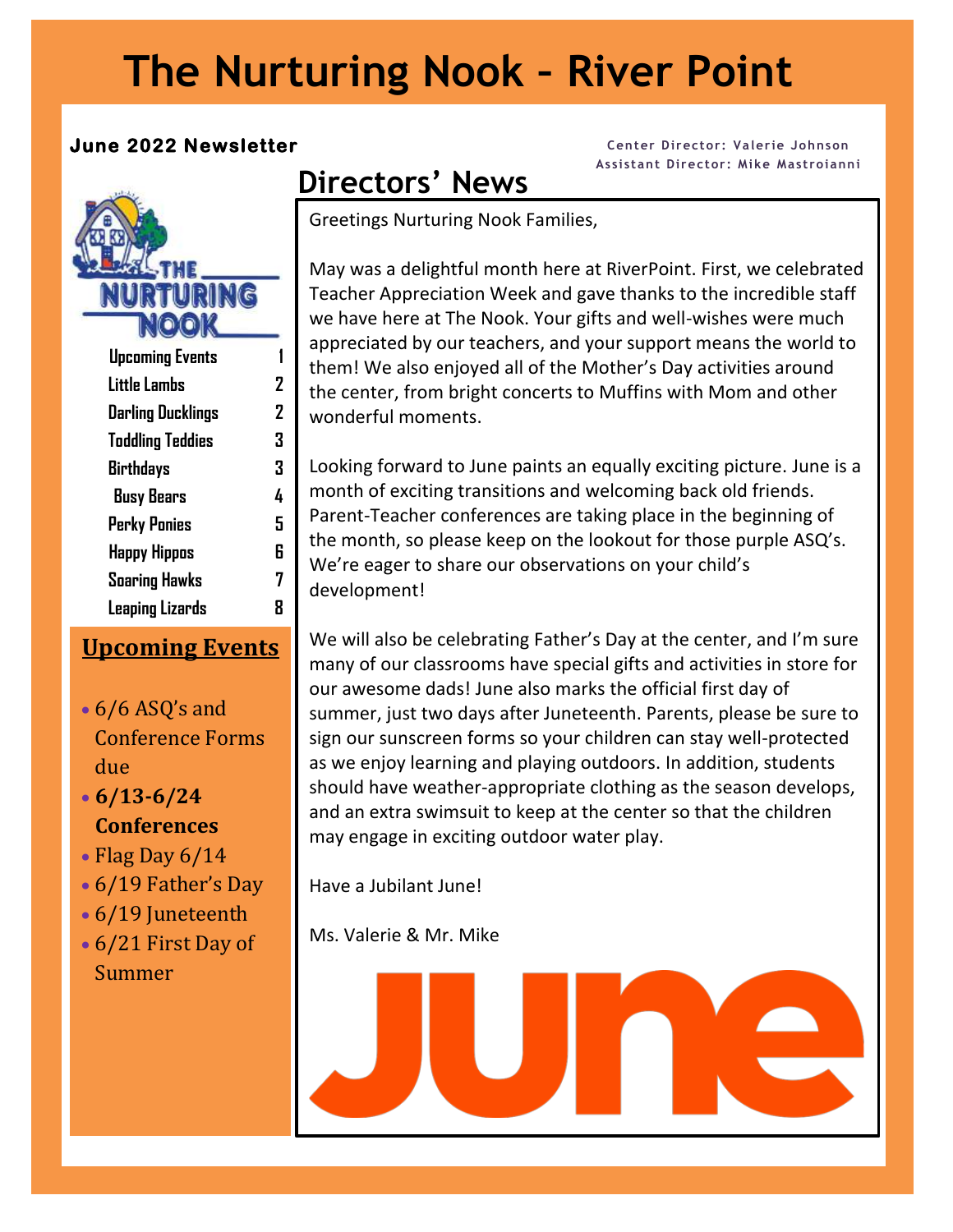# The Nurturing Nook – River Point

**June 2022 Newsletter**

Center Director: Valerie Johnson
Assistant Director: Mike Mastroianni

| | |
|---|---|
| Upcoming Events | 1 |
| Little Lambs | 2 |
| Darling Ducklings | 2 |
| Toddling Teddies | 3 |
| Birthdays | 3 |
| Busy Bears | 4 |
| Perky Ponies | 5 |
| Happy Hippos | 6 |
| Soaring Hawks | 7 |
| Leaping Lizards | 8 |

## Upcoming Events

- 6/6 ASQ's and Conference Forms due
- **6/13-6/24 Conferences**
- Flag Day 6/14
- 6/19 Father's Day
- 6/19 Juneteenth
- 6/21 First Day of Summer

## Directors' News

Greetings Nurturing Nook Families,

May was a delightful month here at RiverPoint. First, we celebrated Teacher Appreciation Week and gave thanks to the incredible staff we have here at The Nook. Your gifts and well-wishes were much appreciated by our teachers, and your support means the world to them! We also enjoyed all of the Mother's Day activities around the center, from bright concerts to Muffins with Mom and other wonderful moments.

Looking forward to June paints an equally exciting picture. June is a month of exciting transitions and welcoming back old friends. Parent-Teacher conferences are taking place in the beginning of the month, so please keep on the lookout for those purple ASQ's. We're eager to share our observations on your child's development!

We will also be celebrating Father's Day at the center, and I'm sure many of our classrooms have special gifts and activities in store for our awesome dads! June also marks the official first day of summer, just two days after Juneteenth. Parents, please be sure to sign our sunscreen forms so your children can stay well-protected as we enjoy learning and playing outdoors. In addition, students should have weather-appropriate clothing as the season develops, and an extra swimsuit to keep at the center so that the children may engage in exciting outdoor water play.

Have a Jubilant June!

Ms. Valerie & Mr. Mike

June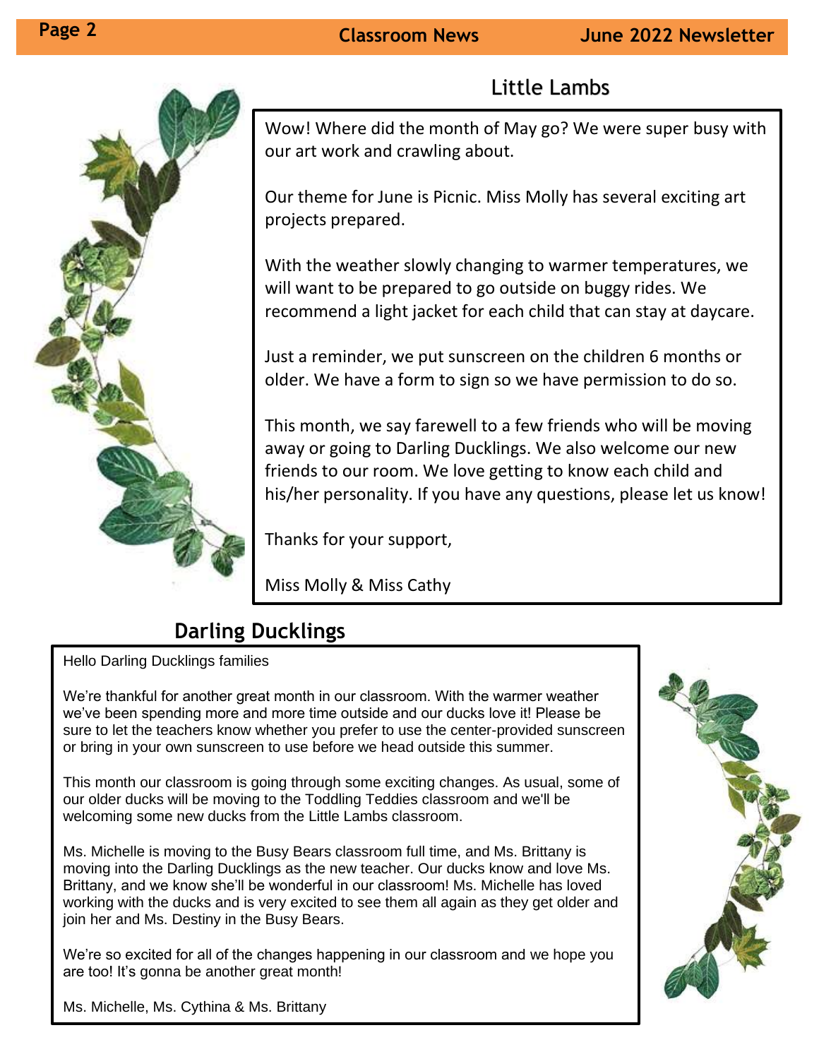## Little Lambs

Wow! Where did the month of May go? We were super busy with our art work and crawling about.

Our theme for June is Picnic. Miss Molly has several exciting art projects prepared.

With the weather slowly changing to warmer temperatures, we will want to be prepared to go outside on buggy rides. We recommend a light jacket for each child that can stay at daycare.

Just a reminder, we put sunscreen on the children 6 months or older. We have a form to sign so we have permission to do so.

This month, we say farewell to a few friends who will be moving away or going to Darling Ducklings. We also welcome our new friends to our room. We love getting to know each child and his/her personality. If you have any questions, please let us know!

Thanks for your support,

Miss Molly & Miss Cathy

## Darling Ducklings

Hello Darling Ducklings families

We're thankful for another great month in our classroom. With the warmer weather we've been spending more and more time outside and our ducks love it! Please be sure to let the teachers know whether you prefer to use the center-provided sunscreen or bring in your own sunscreen to use before we head outside this summer.

This month our classroom is going through some exciting changes. As usual, some of our older ducks will be moving to the Toddling Teddies classroom and we'll be welcoming some new ducks from the Little Lambs classroom.

Ms. Michelle is moving to the Busy Bears classroom full time, and Ms. Brittany is moving into the Darling Ducklings as the new teacher. Our ducks know and love Ms. Brittany, and we know she'll be wonderful in our classroom! Ms. Michelle has loved working with the ducks and is very excited to see them all again as they get older and join her and Ms. Destiny in the Busy Bears.

We're so excited for all of the changes happening in our classroom and we hope you are too! It's gonna be another great month!

Ms. Michelle, Ms. Cythina & Ms. Brittany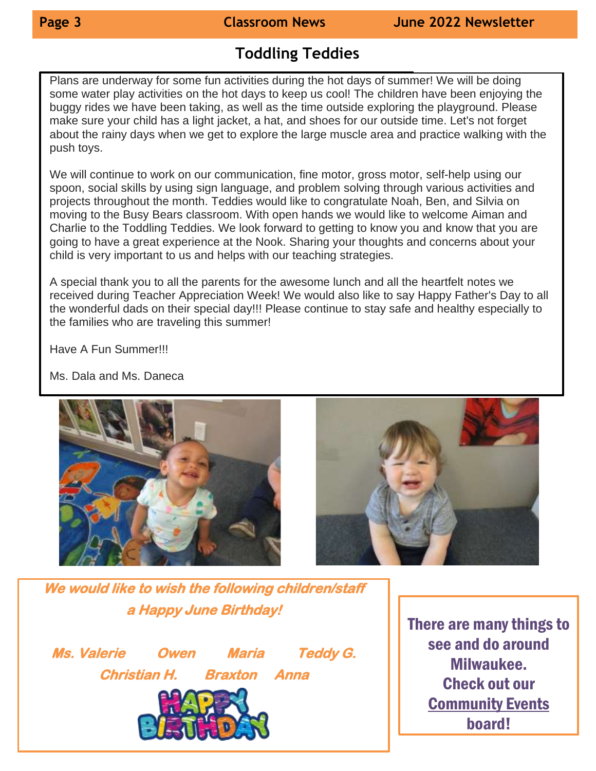## Toddling Teddies

Plans are underway for some fun activities during the hot days of summer! We will be doing some water play activities on the hot days to keep us cool! The children have been enjoying the buggy rides we have been taking, as well as the time outside exploring the playground. Please make sure your child has a light jacket, a hat, and shoes for our outside time. Let's not forget about the rainy days when we get to explore the large muscle area and practice walking with the push toys.

We will continue to work on our communication, fine motor, gross motor, self-help using our spoon, social skills by using sign language, and problem solving through various activities and projects throughout the month. Teddies would like to congratulate Noah, Ben, and Silvia on moving to the Busy Bears classroom. With open hands we would like to welcome Aiman and Charlie to the Toddling Teddies. We look forward to getting to know you and know that you are going to have a great experience at the Nook. Sharing your thoughts and concerns about your child is very important to us and helps with our teaching strategies.

A special thank you to all the parents for the awesome lunch and all the heartfelt notes we received during Teacher Appreciation Week! We would also like to say Happy Father's Day to all the wonderful dads on their special day!!! Please continue to stay safe and healthy especially to the families who are traveling this summer!

Have A Fun Summer!!!

Ms. Dala and Ms. Daneca

***We would like to wish the following children/staff a Happy June Birthday!***

***Ms. Valerie Owen Maria Teddy G.***
***Christian H. Braxton Anna***

**There are many things to see and do around Milwaukee. Check out our Community Events board!**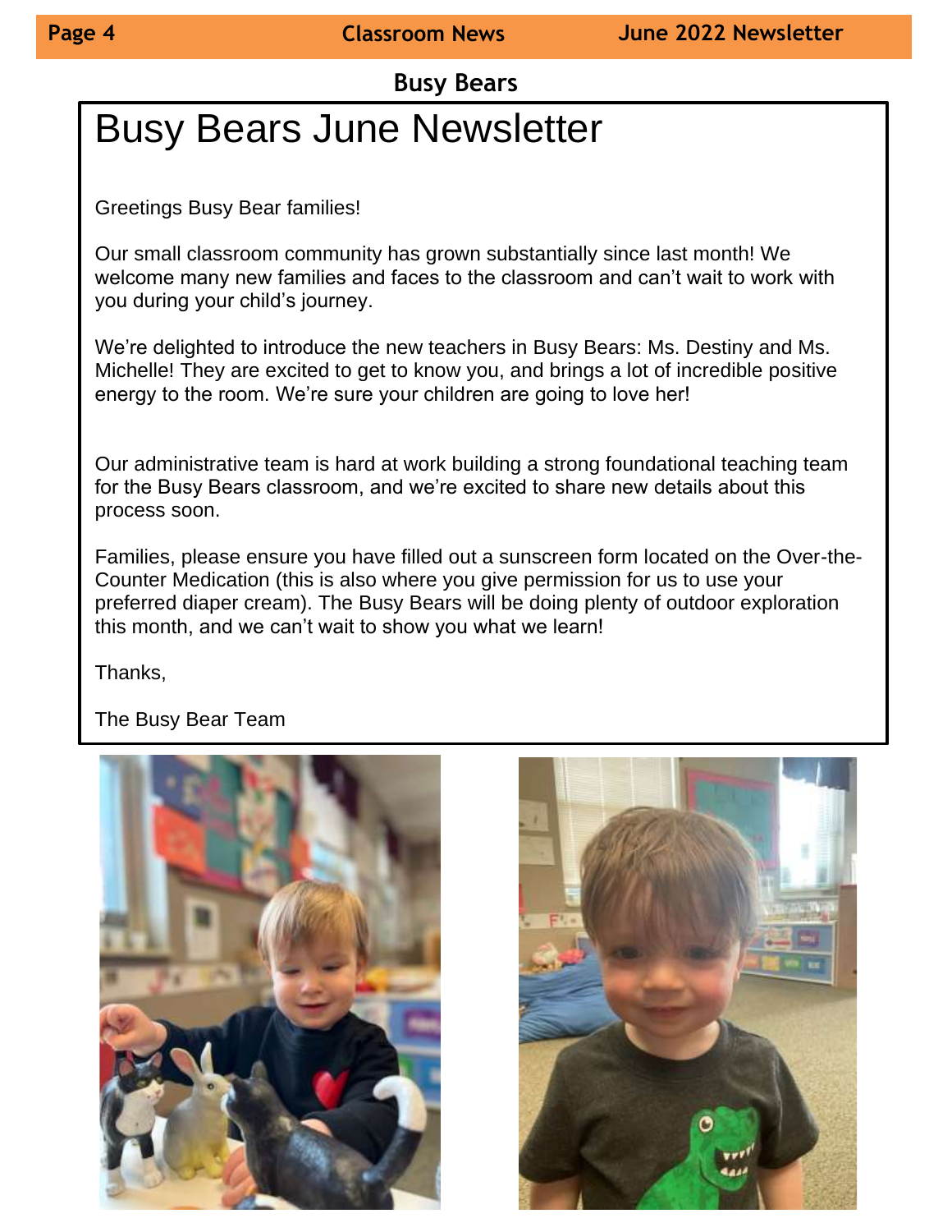## Busy Bears

# Busy Bears June Newsletter

Greetings Busy Bear families!

Our small classroom community has grown substantially since last month! We welcome many new families and faces to the classroom and can't wait to work with you during your child's journey.

We're delighted to introduce the new teachers in Busy Bears: Ms. Destiny and Ms. Michelle! They are excited to get to know you, and brings a lot of incredible positive energy to the room. We're sure your children are going to love her!

Our administrative team is hard at work building a strong foundational teaching team for the Busy Bears classroom, and we're excited to share new details about this process soon.

Families, please ensure you have filled out a sunscreen form located on the Over-the-Counter Medication (this is also where you give permission for us to use your preferred diaper cream). The Busy Bears will be doing plenty of outdoor exploration this month, and we can't wait to show you what we learn!

Thanks,

The Busy Bear Team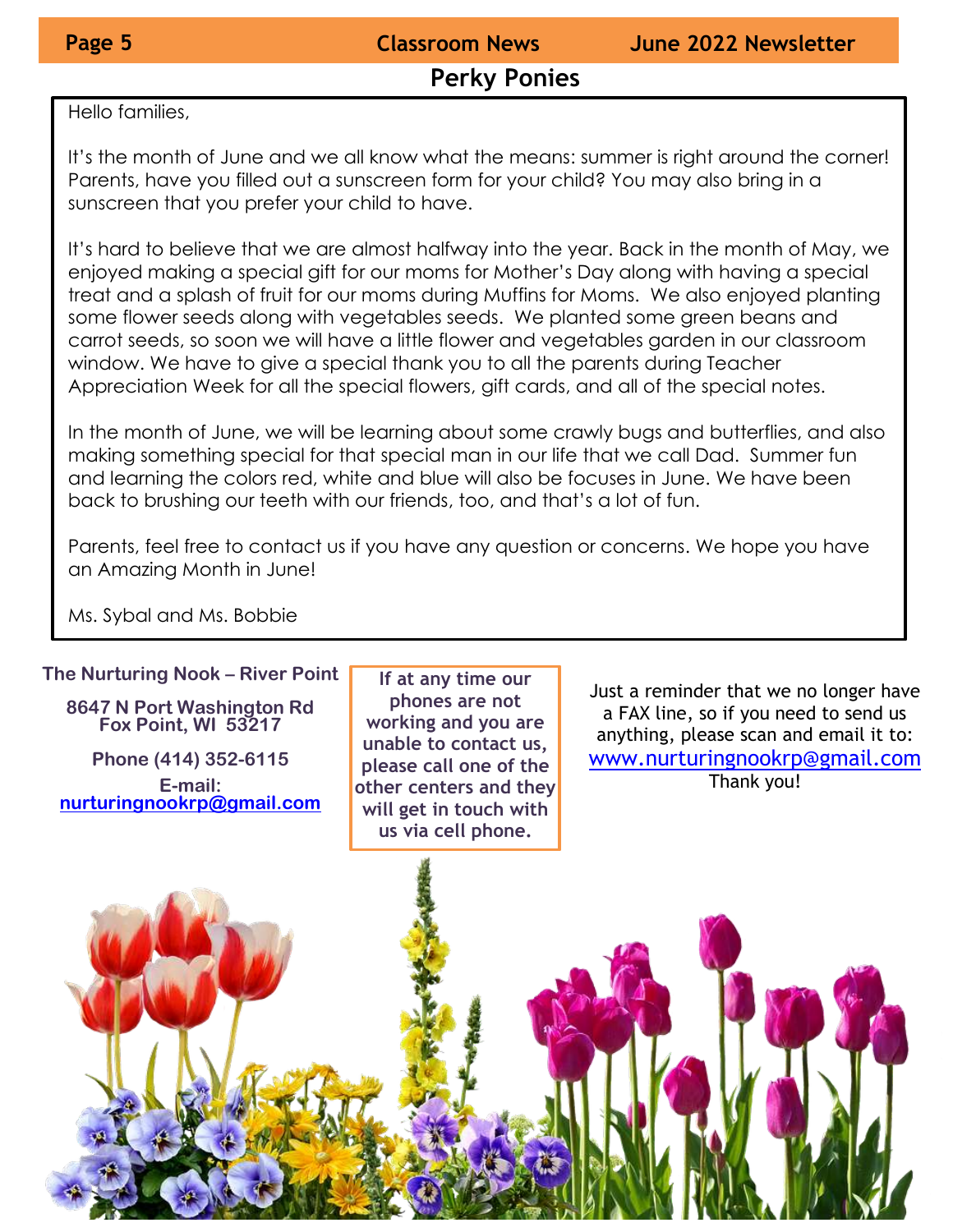## Perky Ponies

Hello families,

It's the month of June and we all know what the means: summer is right around the corner! Parents, have you filled out a sunscreen form for your child? You may also bring in a sunscreen that you prefer your child to have.

It's hard to believe that we are almost halfway into the year. Back in the month of May, we enjoyed making a special gift for our moms for Mother's Day along with having a special treat and a splash of fruit for our moms during Muffins for Moms. We also enjoyed planting some flower seeds along with vegetables seeds. We planted some green beans and carrot seeds, so soon we will have a little flower and vegetables garden in our classroom window. We have to give a special thank you to all the parents during Teacher Appreciation Week for all the special flowers, gift cards, and all of the special notes.

In the month of June, we will be learning about some crawly bugs and butterflies, and also making something special for that special man in our life that we call Dad. Summer fun and learning the colors red, white and blue will also be focuses in June. We have been back to brushing our teeth with our friends, too, and that's a lot of fun.

Parents, feel free to contact us if you have any question or concerns. We hope you have an Amazing Month in June!

Ms. Sybal and Ms. Bobbie

**The Nurturing Nook – River Point**

**8647 N Port Washington Rd**
**Fox Point, WI 53217**

**Phone (414) 352-6115**
**E-mail:**
**nurturingnookrp@gmail.com**

**If at any time our phones are not working and you are unable to contact us, please call one of the other centers and they will get in touch with us via cell phone.**

Just a reminder that we no longer have a FAX line, so if you need to send us anything, please scan and email it to:
www.nurturingnookrp@gmail.com
Thank you!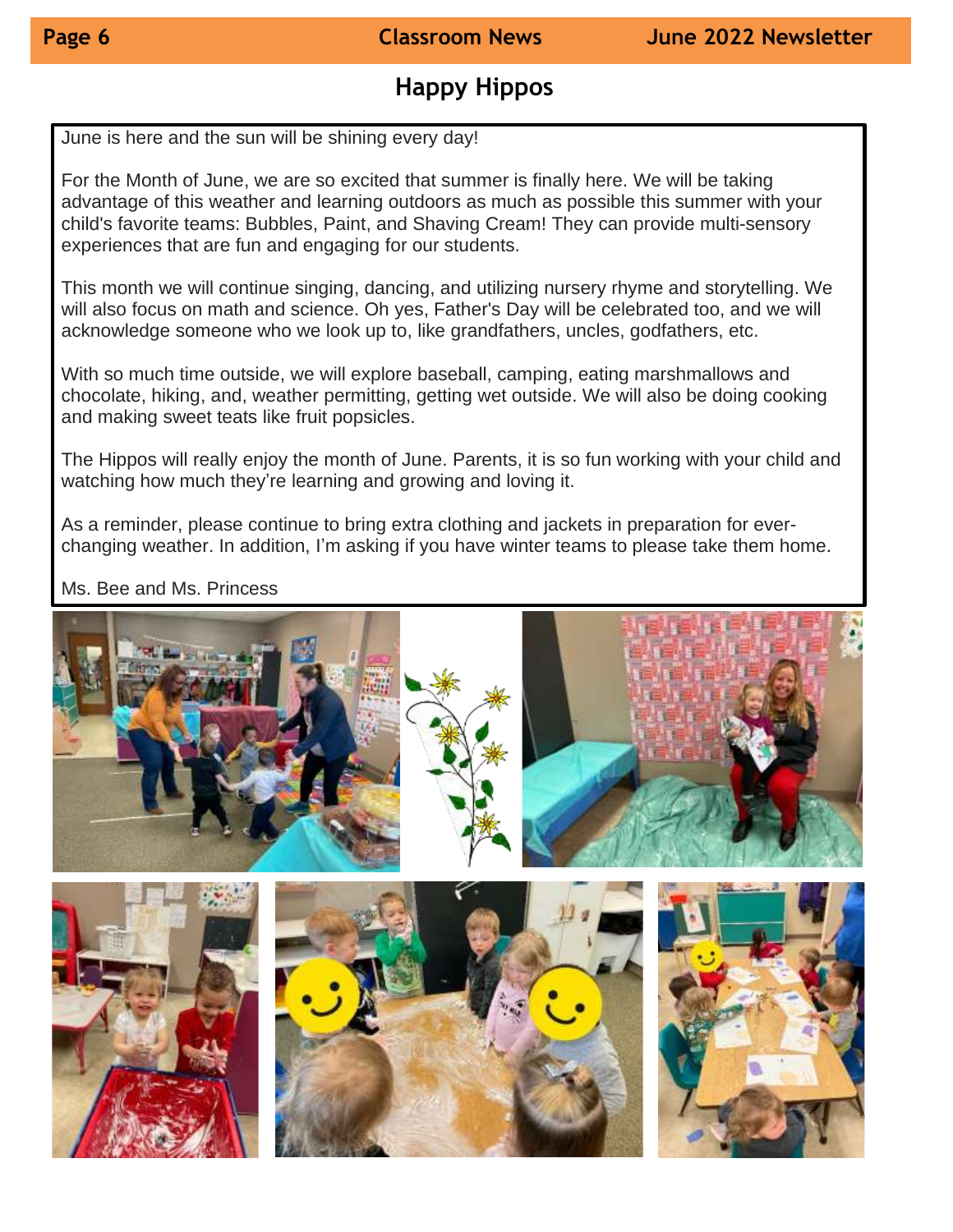## Happy Hippos

June is here and the sun will be shining every day!

For the Month of June, we are so excited that summer is finally here. We will be taking advantage of this weather and learning outdoors as much as possible this summer with your child's favorite teams: Bubbles, Paint, and Shaving Cream! They can provide multi-sensory experiences that are fun and engaging for our students.

This month we will continue singing, dancing, and utilizing nursery rhyme and storytelling. We will also focus on math and science. Oh yes, Father's Day will be celebrated too, and we will acknowledge someone who we look up to, like grandfathers, uncles, godfathers, etc.

With so much time outside, we will explore baseball, camping, eating marshmallows and chocolate, hiking, and, weather permitting, getting wet outside. We will also be doing cooking and making sweet teats like fruit popsicles.

The Hippos will really enjoy the month of June. Parents, it is so fun working with your child and watching how much they're learning and growing and loving it.

As a reminder, please continue to bring extra clothing and jackets in preparation for ever-changing weather. In addition, I'm asking if you have winter teams to please take them home.

Ms. Bee and Ms. Princess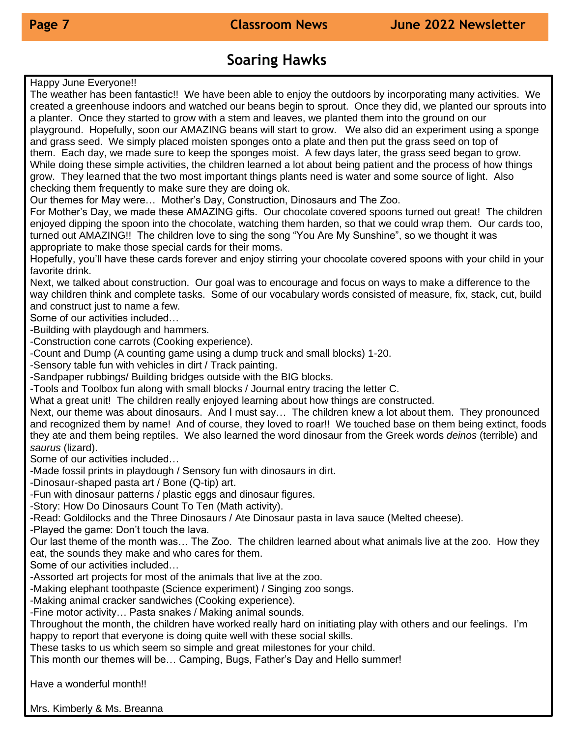# Soaring Hawks

Happy June Everyone!!

The weather has been fantastic!! We have been able to enjoy the outdoors by incorporating many activities. We created a greenhouse indoors and watched our beans begin to sprout. Once they did, we planted our sprouts into a planter. Once they started to grow with a stem and leaves, we planted them into the ground on our playground. Hopefully, soon our AMAZING beans will start to grow. We also did an experiment using a sponge and grass seed. We simply placed moisten sponges onto a plate and then put the grass seed on top of them. Each day, we made sure to keep the sponges moist. A few days later, the grass seed began to grow. While doing these simple activities, the children learned a lot about being patient and the process of how things grow. They learned that the two most important things plants need is water and some source of light. Also checking them frequently to make sure they are doing ok.

Our themes for May were… Mother's Day, Construction, Dinosaurs and The Zoo.

For Mother's Day, we made these AMAZING gifts. Our chocolate covered spoons turned out great! The children enjoyed dipping the spoon into the chocolate, watching them harden, so that we could wrap them. Our cards too, turned out AMAZING!! The children love to sing the song "You Are My Sunshine", so we thought it was appropriate to make those special cards for their moms.

Hopefully, you'll have these cards forever and enjoy stirring your chocolate covered spoons with your child in your favorite drink.

Next, we talked about construction. Our goal was to encourage and focus on ways to make a difference to the way children think and complete tasks. Some of our vocabulary words consisted of measure, fix, stack, cut, build and construct just to name a few.

Some of our activities included…

-Building with playdough and hammers.
-Construction cone carrots (Cooking experience).
-Count and Dump (A counting game using a dump truck and small blocks) 1-20.
-Sensory table fun with vehicles in dirt / Track painting.
-Sandpaper rubbings/ Building bridges outside with the BIG blocks.
-Tools and Toolbox fun along with small blocks / Journal entry tracing the letter C.

What a great unit! The children really enjoyed learning about how things are constructed.

Next, our theme was about dinosaurs. And I must say… The children knew a lot about them. They pronounced and recognized them by name! And of course, they loved to roar!! We touched base on them being extinct, foods they ate and them being reptiles. We also learned the word dinosaur from the Greek words *deinos* (terrible) and *saurus* (lizard).

Some of our activities included…

-Made fossil prints in playdough / Sensory fun with dinosaurs in dirt.
-Dinosaur-shaped pasta art / Bone (Q-tip) art.
-Fun with dinosaur patterns / plastic eggs and dinosaur figures.
-Story: How Do Dinosaurs Count To Ten (Math activity).
-Read: Goldilocks and the Three Dinosaurs / Ate Dinosaur pasta in lava sauce (Melted cheese).
-Played the game: Don't touch the lava.

Our last theme of the month was… The Zoo. The children learned about what animals live at the zoo. How they eat, the sounds they make and who cares for them.

Some of our activities included…

-Assorted art projects for most of the animals that live at the zoo.
-Making elephant toothpaste (Science experiment) / Singing zoo songs.
-Making animal cracker sandwiches (Cooking experience).
-Fine motor activity… Pasta snakes / Making animal sounds.

Throughout the month, the children have worked really hard on initiating play with others and our feelings. I'm happy to report that everyone is doing quite well with these social skills.

These tasks to us which seem so simple and great milestones for your child.

This month our themes will be… Camping, Bugs, Father's Day and Hello summer!

Have a wonderful month!!

Mrs. Kimberly & Ms. Breanna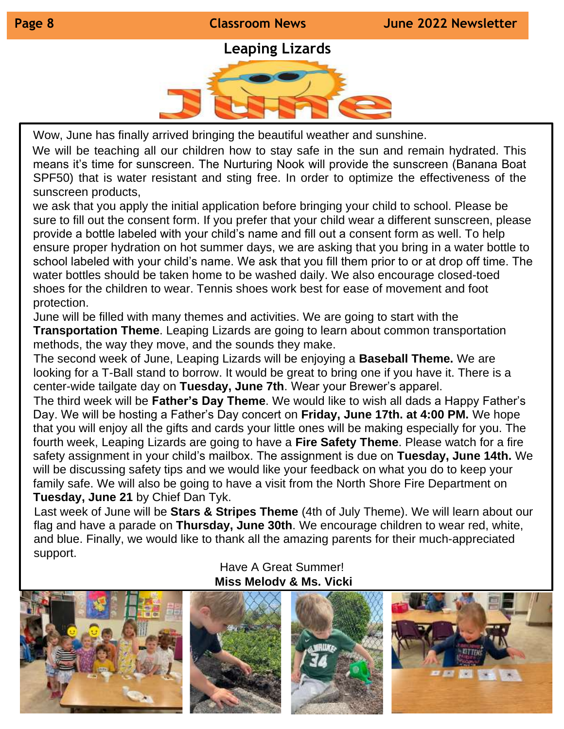## Classroom News

# Leaping Lizards

Wow, June has finally arrived bringing the beautiful weather and sunshine.

We will be teaching all our children how to stay safe in the sun and remain hydrated. This means it's time for sunscreen. The Nurturing Nook will provide the sunscreen (Banana Boat SPF50) that is water resistant and sting free. In order to optimize the effectiveness of the sunscreen products,

we ask that you apply the initial application before bringing your child to school. Please be sure to fill out the consent form. If you prefer that your child wear a different sunscreen, please provide a bottle labeled with your child's name and fill out a consent form as well. To help ensure proper hydration on hot summer days, we are asking that you bring in a water bottle to school labeled with your child's name. We ask that you fill them prior to or at drop off time. The water bottles should be taken home to be washed daily. We also encourage closed-toed shoes for the children to wear. Tennis shoes work best for ease of movement and foot protection.

June will be filled with many themes and activities. We are going to start with the **Transportation Theme**. Leaping Lizards are going to learn about common transportation methods, the way they move, and the sounds they make.

The second week of June, Leaping Lizards will be enjoying a **Baseball Theme.** We are looking for a T-Ball stand to borrow. It would be great to bring one if you have it. There is a center-wide tailgate day on **Tuesday, June 7th**. Wear your Brewer's apparel.

The third week will be **Father's Day Theme**. We would like to wish all dads a Happy Father's Day. We will be hosting a Father's Day concert on **Friday, June 17th. at 4:00 PM.** We hope that you will enjoy all the gifts and cards your little ones will be making especially for you. The fourth week, Leaping Lizards are going to have a **Fire Safety Theme**. Please watch for a fire safety assignment in your child's mailbox. The assignment is due on **Tuesday, June 14th.** We will be discussing safety tips and we would like your feedback on what you do to keep your family safe. We will also be going to have a visit from the North Shore Fire Department on **Tuesday, June 21** by Chief Dan Tyk.

Last week of June will be **Stars & Stripes Theme** (4th of July Theme). We will learn about our flag and have a parade on **Thursday, June 30th**. We encourage children to wear red, white, and blue. Finally, we would like to thank all the amazing parents for their much-appreciated support.

Have A Great Summer!

**Miss Melody & Ms. Vicki**